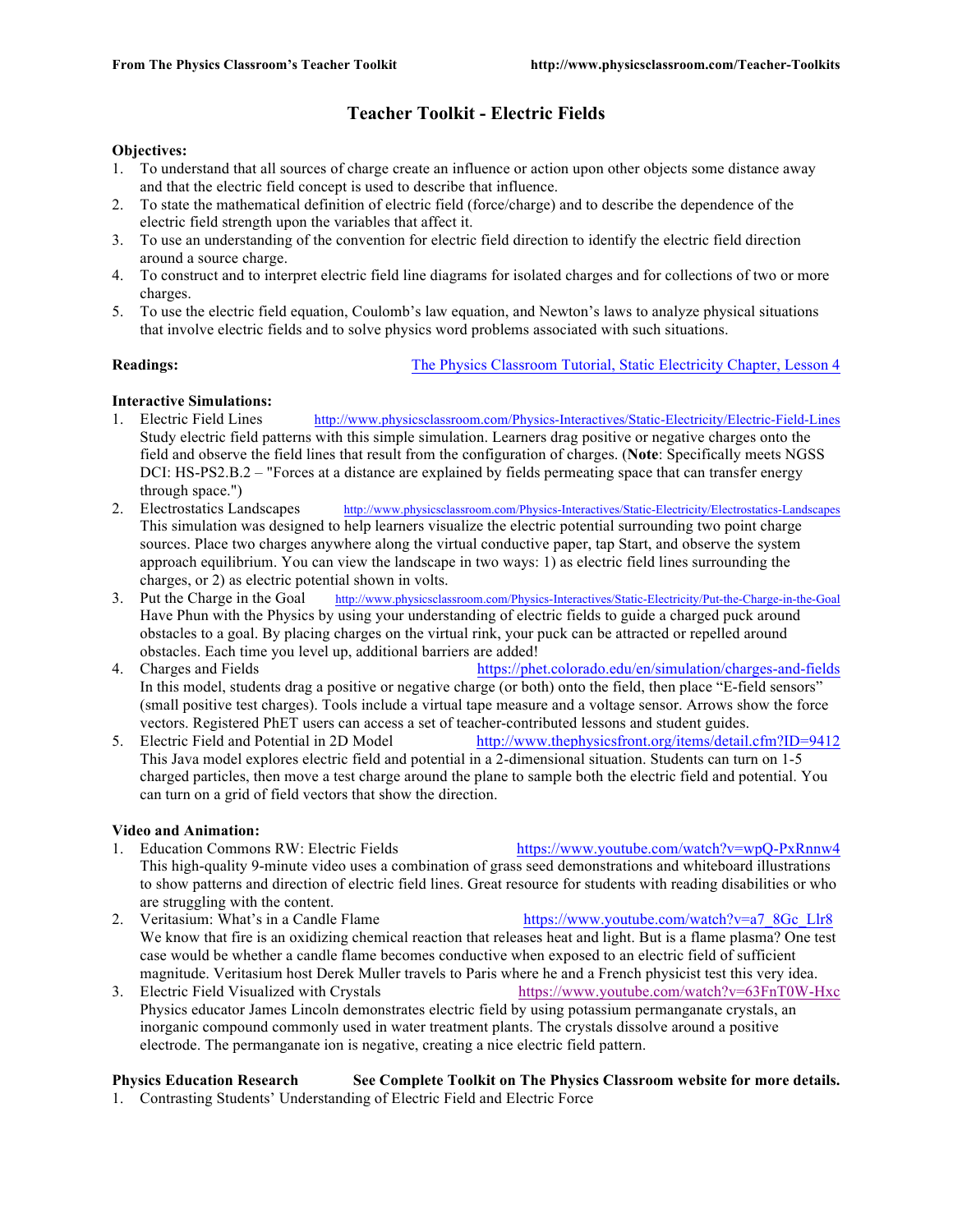# Teacher Toolkit - Electric Fields

**Objectives:**

1. To understand that all sources of charge create an influence or action upon other objects some distance away and that the electric field concept is used to describe that influence.
2. To state the mathematical definition of electric field (force/charge) and to describe the dependence of the electric field strength upon the variables that affect it.
3. To use an understanding of the convention for electric field direction to identify the electric field direction around a source charge.
4. To construct and to interpret electric field line diagrams for isolated charges and for collections of two or more charges.
5. To use the electric field equation, Coulomb's law equation, and Newton's laws to analyze physical situations that involve electric fields and to solve physics word problems associated with such situations.

**Readings:** The Physics Classroom Tutorial, Static Electricity Chapter, Lesson 4

**Interactive Simulations:**

1. Electric Field Lines http://www.physicsclassroom.com/Physics-Interactives/Static-Electricity/Electric-Field-Lines
   Study electric field patterns with this simple simulation. Learners drag positive or negative charges onto the field and observe the field lines that result from the configuration of charges. (**Note**: Specifically meets NGSS DCI: HS-PS2.B.2 – "Forces at a distance are explained by fields permeating space that can transfer energy through space.")
2. Electrostatics Landscapes http://www.physicsclassroom.com/Physics-Interactives/Static-Electricity/Electrostatics-Landscapes
   This simulation was designed to help learners visualize the electric potential surrounding two point charge sources. Place two charges anywhere along the virtual conductive paper, tap Start, and observe the system approach equilibrium. You can view the landscape in two ways: 1) as electric field lines surrounding the charges, or 2) as electric potential shown in volts.
3. Put the Charge in the Goal http://www.physicsclassroom.com/Physics-Interactives/Static-Electricity/Put-the-Charge-in-the-Goal
   Have Phun with the Physics by using your understanding of electric fields to guide a charged puck around obstacles to a goal. By placing charges on the virtual rink, your puck can be attracted or repelled around obstacles. Each time you level up, additional barriers are added!
4. Charges and Fields https://phet.colorado.edu/en/simulation/charges-and-fields
   In this model, students drag a positive or negative charge (or both) onto the field, then place "E-field sensors" (small positive test charges). Tools include a virtual tape measure and a voltage sensor. Arrows show the force vectors. Registered PhET users can access a set of teacher-contributed lessons and student guides.
5. Electric Field and Potential in 2D Model http://www.thephysicsfront.org/items/detail.cfm?ID=9412
   This Java model explores electric field and potential in a 2-dimensional situation. Students can turn on 1-5 charged particles, then move a test charge around the plane to sample both the electric field and potential. You can turn on a grid of field vectors that show the direction.

**Video and Animation:**

1. Education Commons RW: Electric Fields https://www.youtube.com/watch?v=wpQ-PxRnnw4
   This high-quality 9-minute video uses a combination of grass seed demonstrations and whiteboard illustrations to show patterns and direction of electric field lines. Great resource for students with reading disabilities or who are struggling with the content.
2. Veritasium: What's in a Candle Flame https://www.youtube.com/watch?v=a7_8Gc_Llr8
   We know that fire is an oxidizing chemical reaction that releases heat and light. But is a flame plasma? One test case would be whether a candle flame becomes conductive when exposed to an electric field of sufficient magnitude. Veritasium host Derek Muller travels to Paris where he and a French physicist test this very idea.
3. Electric Field Visualized with Crystals https://www.youtube.com/watch?v=63FnT0W-Hxc
   Physics educator James Lincoln demonstrates electric field by using potassium permanganate crystals, an inorganic compound commonly used in water treatment plants. The crystals dissolve around a positive electrode. The permanganate ion is negative, creating a nice electric field pattern.

**Physics Education Research** **See Complete Toolkit on The Physics Classroom website for more details.**

1. Contrasting Students' Understanding of Electric Field and Electric Force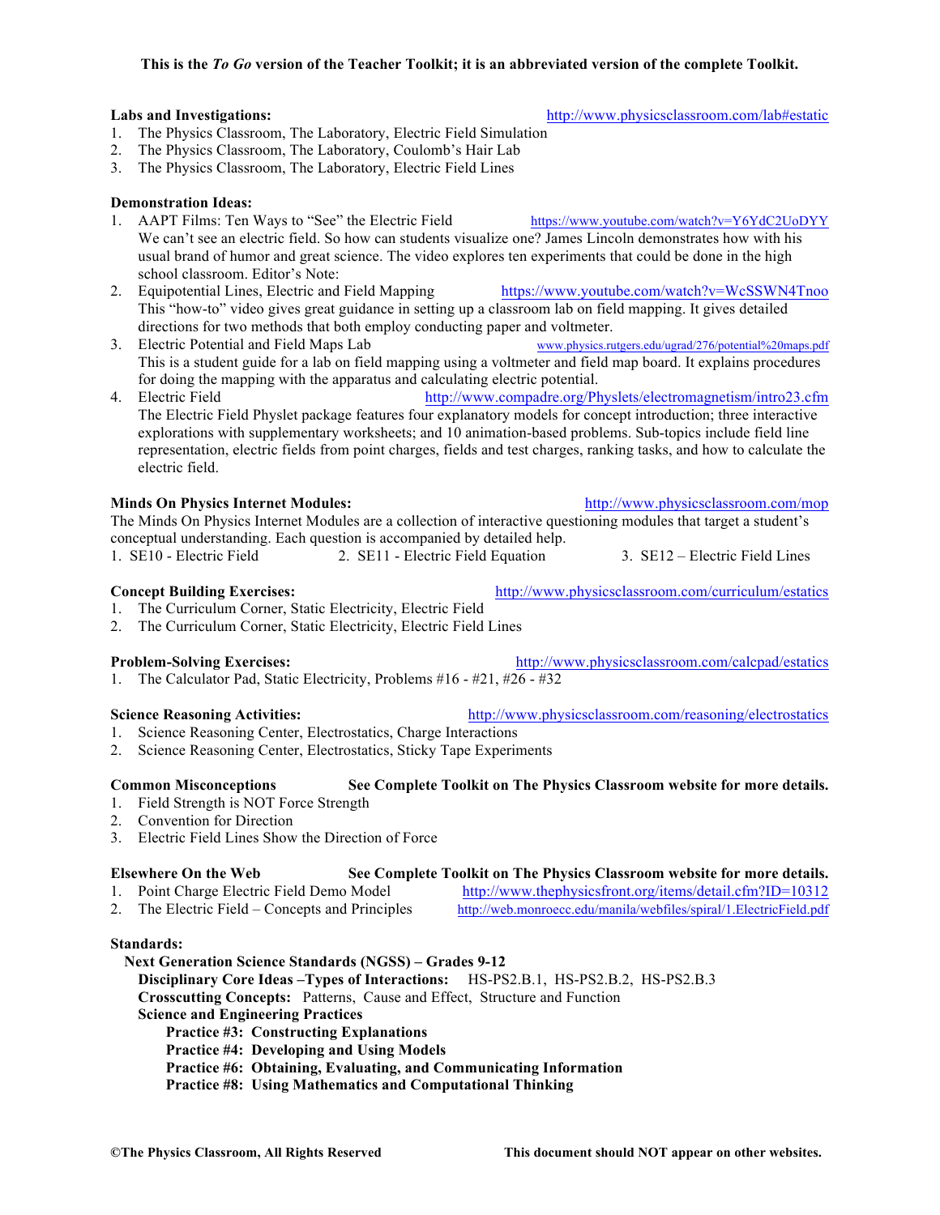**This is the *To Go* version of the Teacher Toolkit; it is an abbreviated version of the complete Toolkit.**

**Labs and Investigations:** http://www.physicsclassroom.com/lab#estatic

1. The Physics Classroom, The Laboratory, Electric Field Simulation
2. The Physics Classroom, The Laboratory, Coulomb's Hair Lab
3. The Physics Classroom, The Laboratory, Electric Field Lines

**Demonstration Ideas:**

1. AAPT Films: Ten Ways to "See" the Electric Field https://www.youtube.com/watch?v=Y6YdC2UoDYY
   We can't see an electric field. So how can students visualize one? James Lincoln demonstrates how with his usual brand of humor and great science. The video explores ten experiments that could be done in the high school classroom. Editor's Note:
2. Equipotential Lines, Electric and Field Mapping https://www.youtube.com/watch?v=WcSSWN4Tnoo
   This "how-to" video gives great guidance in setting up a classroom lab on field mapping. It gives detailed directions for two methods that both employ conducting paper and voltmeter.
3. Electric Potential and Field Maps Lab www.physics.rutgers.edu/ugrad/276/potential%20maps.pdf
   This is a student guide for a lab on field mapping using a voltmeter and field map board. It explains procedures for doing the mapping with the apparatus and calculating electric potential.
4. Electric Field http://www.compadre.org/Physlets/electromagnetism/intro23.cfm
   The Electric Field Physlet package features four explanatory models for concept introduction; three interactive explorations with supplementary worksheets; and 10 animation-based problems. Sub-topics include field line representation, electric fields from point charges, fields and test charges, ranking tasks, and how to calculate the electric field.

**Minds On Physics Internet Modules:** http://www.physicsclassroom.com/mop

The Minds On Physics Internet Modules are a collection of interactive questioning modules that target a student's conceptual understanding. Each question is accompanied by detailed help.

1. SE10 - Electric Field
2. SE11 - Electric Field Equation
3. SE12 – Electric Field Lines

**Concept Building Exercises:** http://www.physicsclassroom.com/curriculum/estatics

1. The Curriculum Corner, Static Electricity, Electric Field
2. The Curriculum Corner, Static Electricity, Electric Field Lines

**Problem-Solving Exercises:** http://www.physicsclassroom.com/calcpad/estatics

1. The Calculator Pad, Static Electricity, Problems #16 - #21, #26 - #32

**Science Reasoning Activities:** http://www.physicsclassroom.com/reasoning/electrostatics

1. Science Reasoning Center, Electrostatics, Charge Interactions
2. Science Reasoning Center, Electrostatics, Sticky Tape Experiments

**Common Misconceptions** **See Complete Toolkit on The Physics Classroom website for more details.**

1. Field Strength is NOT Force Strength
2. Convention for Direction
3. Electric Field Lines Show the Direction of Force

**Elsewhere On the Web** **See Complete Toolkit on The Physics Classroom website for more details.**

1. Point Charge Electric Field Demo Model http://www.thephysicsfront.org/items/detail.cfm?ID=10312
2. The Electric Field – Concepts and Principles http://web.monroecc.edu/manila/webfiles/spiral/1.ElectricField.pdf

**Standards:**

**Next Generation Science Standards (NGSS) – Grades 9-12**

**Disciplinary Core Ideas –Types of Interactions:** HS-PS2.B.1, HS-PS2.B.2, HS-PS2.B.3

**Crosscutting Concepts:** Patterns, Cause and Effect, Structure and Function

**Science and Engineering Practices**

- **Practice #3: Constructing Explanations**
- **Practice #4: Developing and Using Models**
- **Practice #6: Obtaining, Evaluating, and Communicating Information**
- **Practice #8: Using Mathematics and Computational Thinking**

**©The Physics Classroom, All Rights Reserved** **This document should NOT appear on other websites.**